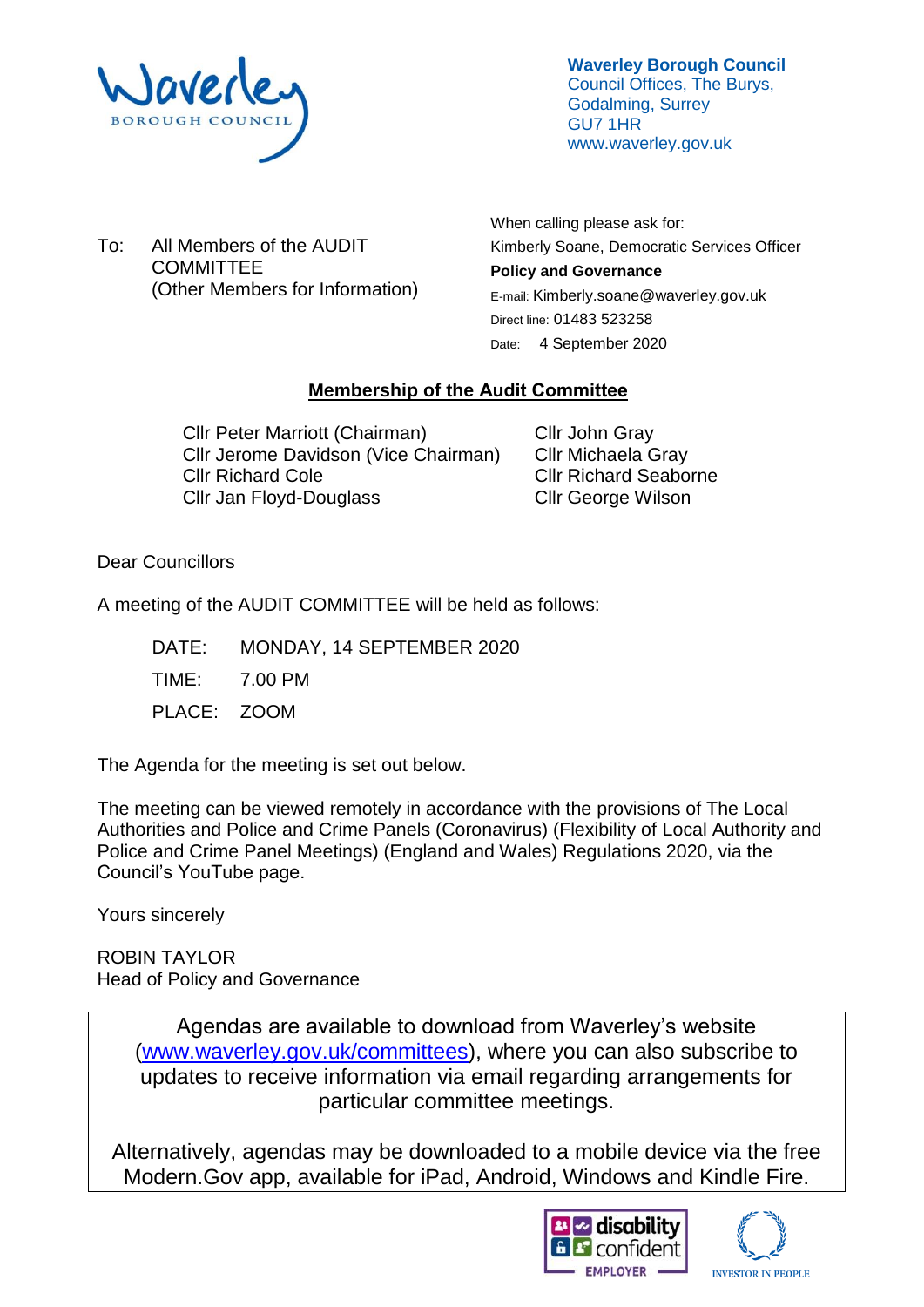**Waverley Borough Council**
Council Offices, The Burys,
Godalming, Surrey
GU7 1HR
www.waverley.gov.uk

To: All Members of the AUDIT COMMITTEE
(Other Members for Information)

When calling please ask for:
Kimberly Soane, Democratic Services Officer
**Policy and Governance**
E-mail: Kimberly.soane@waverley.gov.uk
Direct line: 01483 523258
Date: 4 September 2020

## Membership of the Audit Committee

Cllr Peter Marriott (Chairman)
Cllr Jerome Davidson (Vice Chairman)
Cllr Richard Cole
Cllr Jan Floyd-Douglass
Cllr John Gray
Cllr Michaela Gray
Cllr Richard Seaborne
Cllr George Wilson

Dear Councillors

A meeting of the AUDIT COMMITTEE will be held as follows:

DATE: MONDAY, 14 SEPTEMBER 2020

TIME: 7.00 PM

PLACE: ZOOM

The Agenda for the meeting is set out below.

The meeting can be viewed remotely in accordance with the provisions of The Local Authorities and Police and Crime Panels (Coronavirus) (Flexibility of Local Authority and Police and Crime Panel Meetings) (England and Wales) Regulations 2020, via the Council's YouTube page.

Yours sincerely

ROBIN TAYLOR
Head of Policy and Governance

Agendas are available to download from Waverley's website (www.waverley.gov.uk/committees), where you can also subscribe to updates to receive information via email regarding arrangements for particular committee meetings.

Alternatively, agendas may be downloaded to a mobile device via the free Modern.Gov app, available for iPad, Android, Windows and Kindle Fire.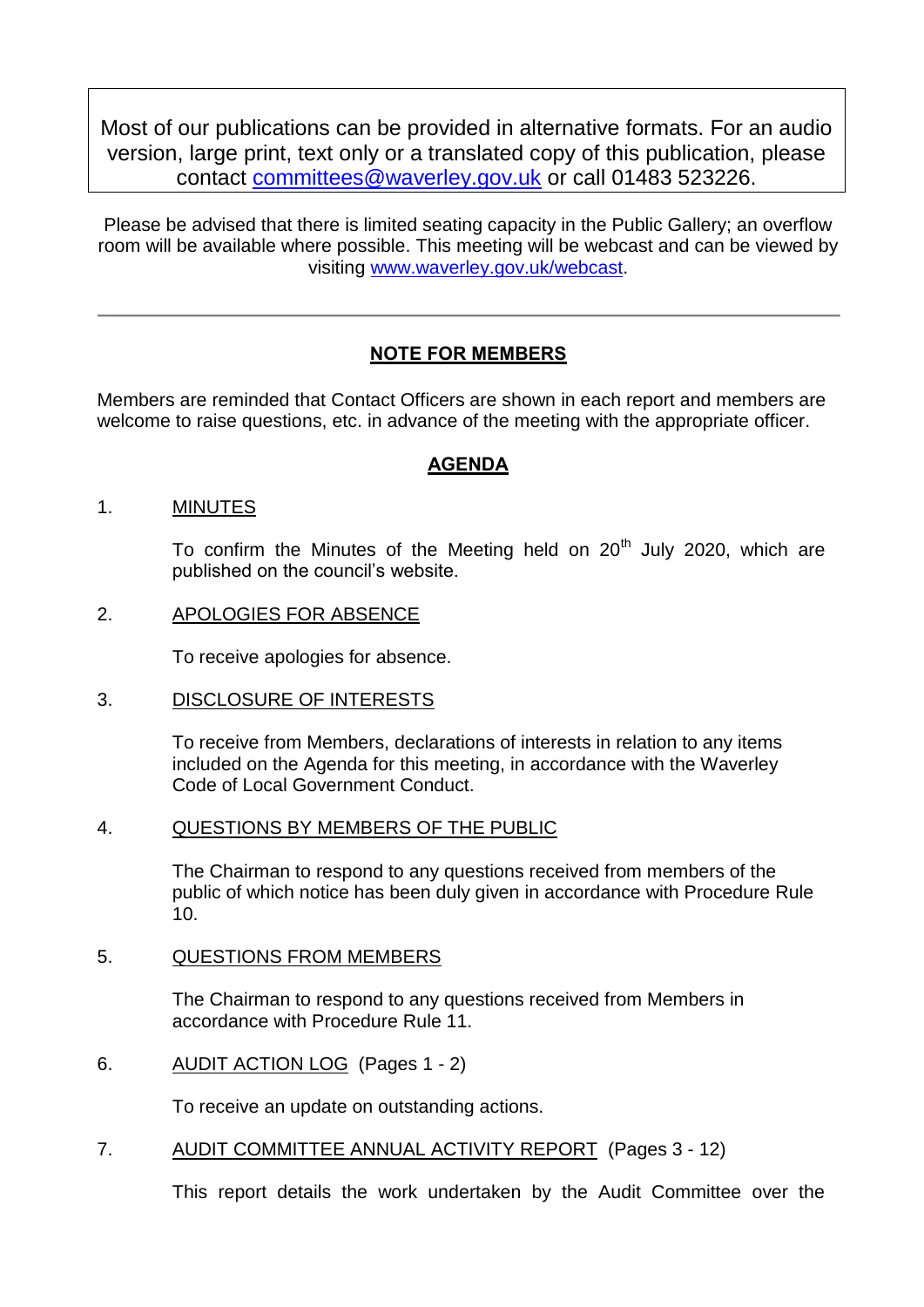Most of our publications can be provided in alternative formats. For an audio version, large print, text only or a translated copy of this publication, please contact committees@waverley.gov.uk or call 01483 523226.

Please be advised that there is limited seating capacity in the Public Gallery; an overflow room will be available where possible. This meeting will be webcast and can be viewed by visiting www.waverley.gov.uk/webcast.

---

## NOTE FOR MEMBERS

Members are reminded that Contact Officers are shown in each report and members are welcome to raise questions, etc. in advance of the meeting with the appropriate officer.

## AGENDA

1. MINUTES

   To confirm the Minutes of the Meeting held on 20th July 2020, which are published on the council's website.

2. APOLOGIES FOR ABSENCE

   To receive apologies for absence.

3. DISCLOSURE OF INTERESTS

   To receive from Members, declarations of interests in relation to any items included on the Agenda for this meeting, in accordance with the Waverley Code of Local Government Conduct.

4. QUESTIONS BY MEMBERS OF THE PUBLIC

   The Chairman to respond to any questions received from members of the public of which notice has been duly given in accordance with Procedure Rule 10.

5. QUESTIONS FROM MEMBERS

   The Chairman to respond to any questions received from Members in accordance with Procedure Rule 11.

6. AUDIT ACTION LOG (Pages 1 - 2)

   To receive an update on outstanding actions.

7. AUDIT COMMITTEE ANNUAL ACTIVITY REPORT (Pages 3 - 12)

   This report details the work undertaken by the Audit Committee over the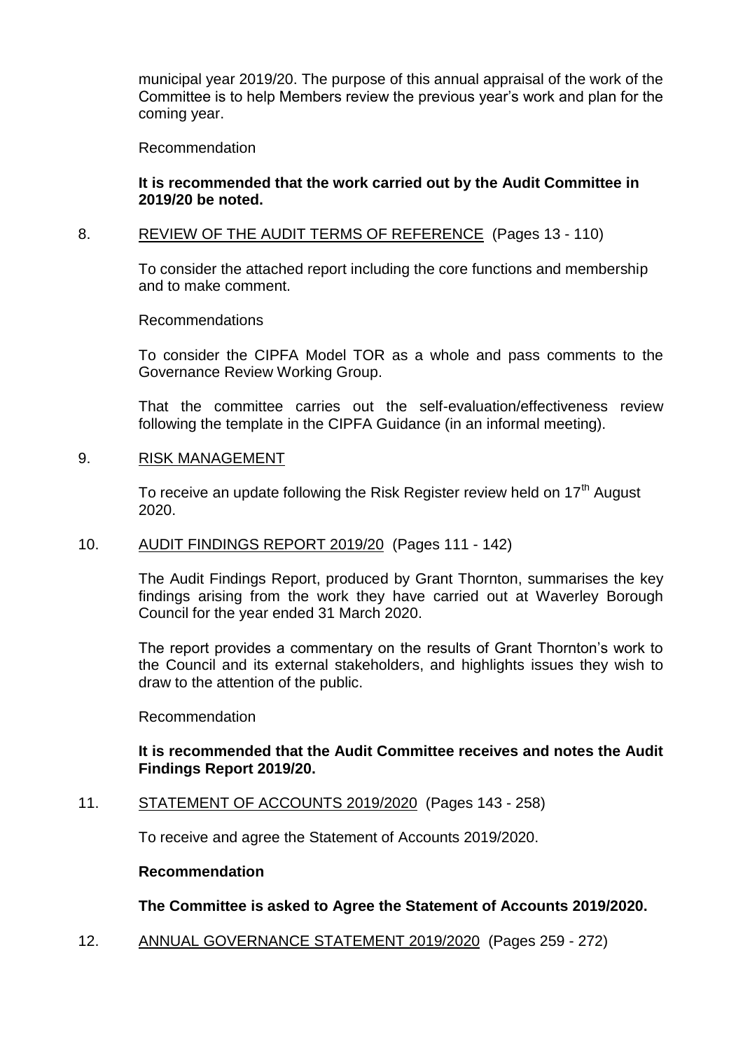municipal year 2019/20. The purpose of this annual appraisal of the work of the Committee is to help Members review the previous year's work and plan for the coming year.

Recommendation

**It is recommended that the work carried out by the Audit Committee in 2019/20 be noted.**

8. REVIEW OF THE AUDIT TERMS OF REFERENCE (Pages 13 - 110)

   To consider the attached report including the core functions and membership and to make comment.

   Recommendations

   To consider the CIPFA Model TOR as a whole and pass comments to the Governance Review Working Group.

   That the committee carries out the self-evaluation/effectiveness review following the template in the CIPFA Guidance (in an informal meeting).

9. RISK MANAGEMENT

   To receive an update following the Risk Register review held on 17th August 2020.

10. AUDIT FINDINGS REPORT 2019/20 (Pages 111 - 142)

    The Audit Findings Report, produced by Grant Thornton, summarises the key findings arising from the work they have carried out at Waverley Borough Council for the year ended 31 March 2020.

    The report provides a commentary on the results of Grant Thornton's work to the Council and its external stakeholders, and highlights issues they wish to draw to the attention of the public.

    Recommendation

    **It is recommended that the Audit Committee receives and notes the Audit Findings Report 2019/20.**

11. STATEMENT OF ACCOUNTS 2019/2020 (Pages 143 - 258)

    To receive and agree the Statement of Accounts 2019/2020.

    **Recommendation**

    **The Committee is asked to Agree the Statement of Accounts 2019/2020.**

12. ANNUAL GOVERNANCE STATEMENT 2019/2020 (Pages 259 - 272)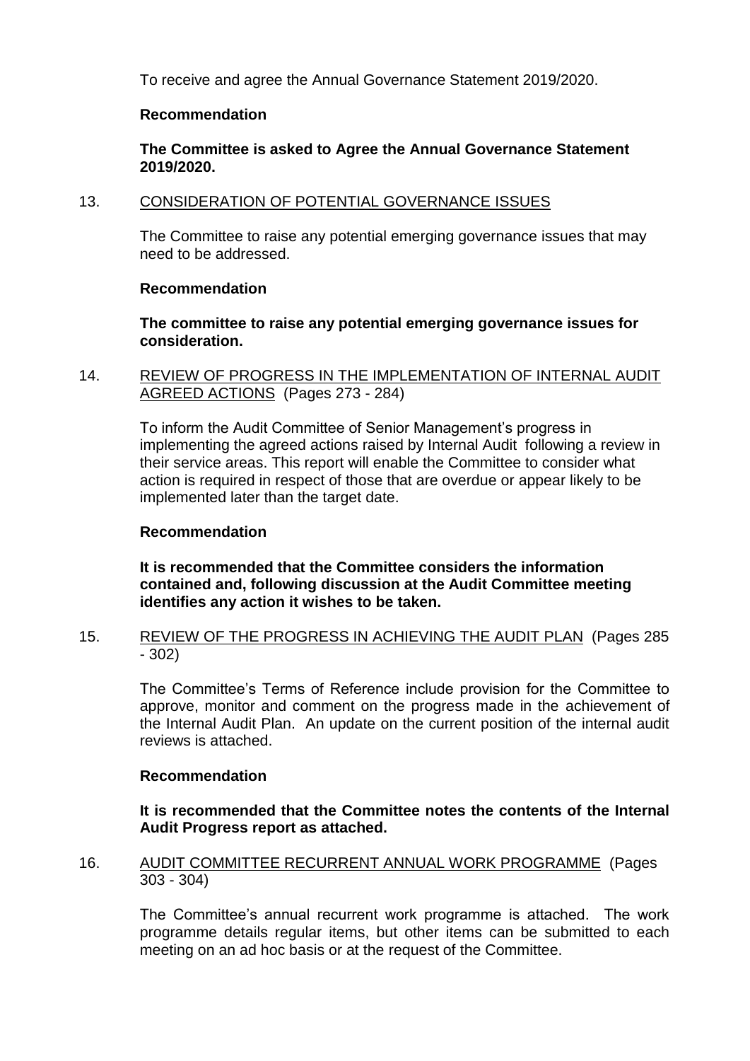To receive and agree the Annual Governance Statement 2019/2020.

**Recommendation**

**The Committee is asked to Agree the Annual Governance Statement 2019/2020.**

13. CONSIDERATION OF POTENTIAL GOVERNANCE ISSUES

The Committee to raise any potential emerging governance issues that may need to be addressed.

**Recommendation**

**The committee to raise any potential emerging governance issues for consideration.**

14. REVIEW OF PROGRESS IN THE IMPLEMENTATION OF INTERNAL AUDIT AGREED ACTIONS (Pages 273 - 284)

To inform the Audit Committee of Senior Management's progress in implementing the agreed actions raised by Internal Audit following a review in their service areas. This report will enable the Committee to consider what action is required in respect of those that are overdue or appear likely to be implemented later than the target date.

**Recommendation**

**It is recommended that the Committee considers the information contained and, following discussion at the Audit Committee meeting identifies any action it wishes to be taken.**

15. REVIEW OF THE PROGRESS IN ACHIEVING THE AUDIT PLAN (Pages 285 - 302)

The Committee's Terms of Reference include provision for the Committee to approve, monitor and comment on the progress made in the achievement of the Internal Audit Plan. An update on the current position of the internal audit reviews is attached.

**Recommendation**

**It is recommended that the Committee notes the contents of the Internal Audit Progress report as attached.**

16. AUDIT COMMITTEE RECURRENT ANNUAL WORK PROGRAMME (Pages 303 - 304)

The Committee's annual recurrent work programme is attached. The work programme details regular items, but other items can be submitted to each meeting on an ad hoc basis or at the request of the Committee.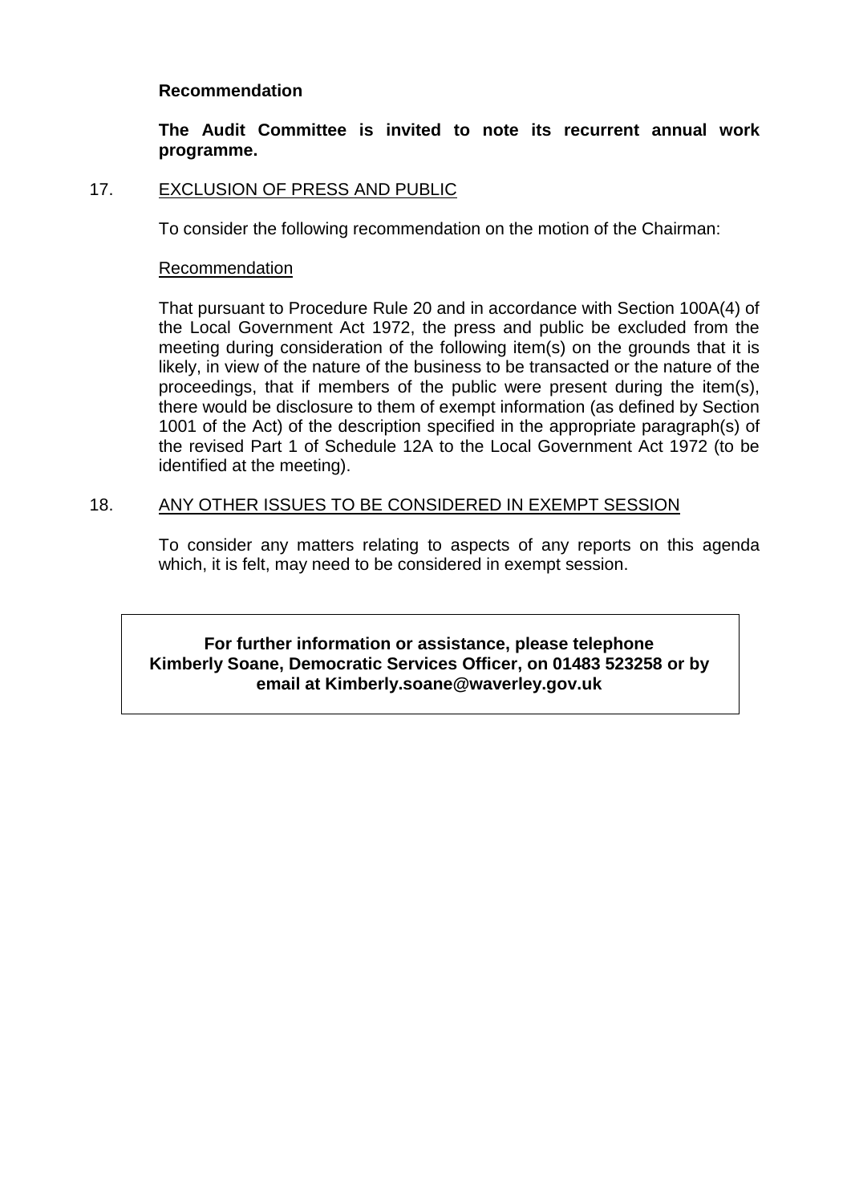**Recommendation**

**The Audit Committee is invited to note its recurrent annual work programme.**

17. EXCLUSION OF PRESS AND PUBLIC

To consider the following recommendation on the motion of the Chairman:

Recommendation

That pursuant to Procedure Rule 20 and in accordance with Section 100A(4) of the Local Government Act 1972, the press and public be excluded from the meeting during consideration of the following item(s) on the grounds that it is likely, in view of the nature of the business to be transacted or the nature of the proceedings, that if members of the public were present during the item(s), there would be disclosure to them of exempt information (as defined by Section 1001 of the Act) of the description specified in the appropriate paragraph(s) of the revised Part 1 of Schedule 12A to the Local Government Act 1972 (to be identified at the meeting).

18. ANY OTHER ISSUES TO BE CONSIDERED IN EXEMPT SESSION

To consider any matters relating to aspects of any reports on this agenda which, it is felt, may need to be considered in exempt session.

**For further information or assistance, please telephone Kimberly Soane, Democratic Services Officer, on 01483 523258 or by email at Kimberly.soane@waverley.gov.uk**